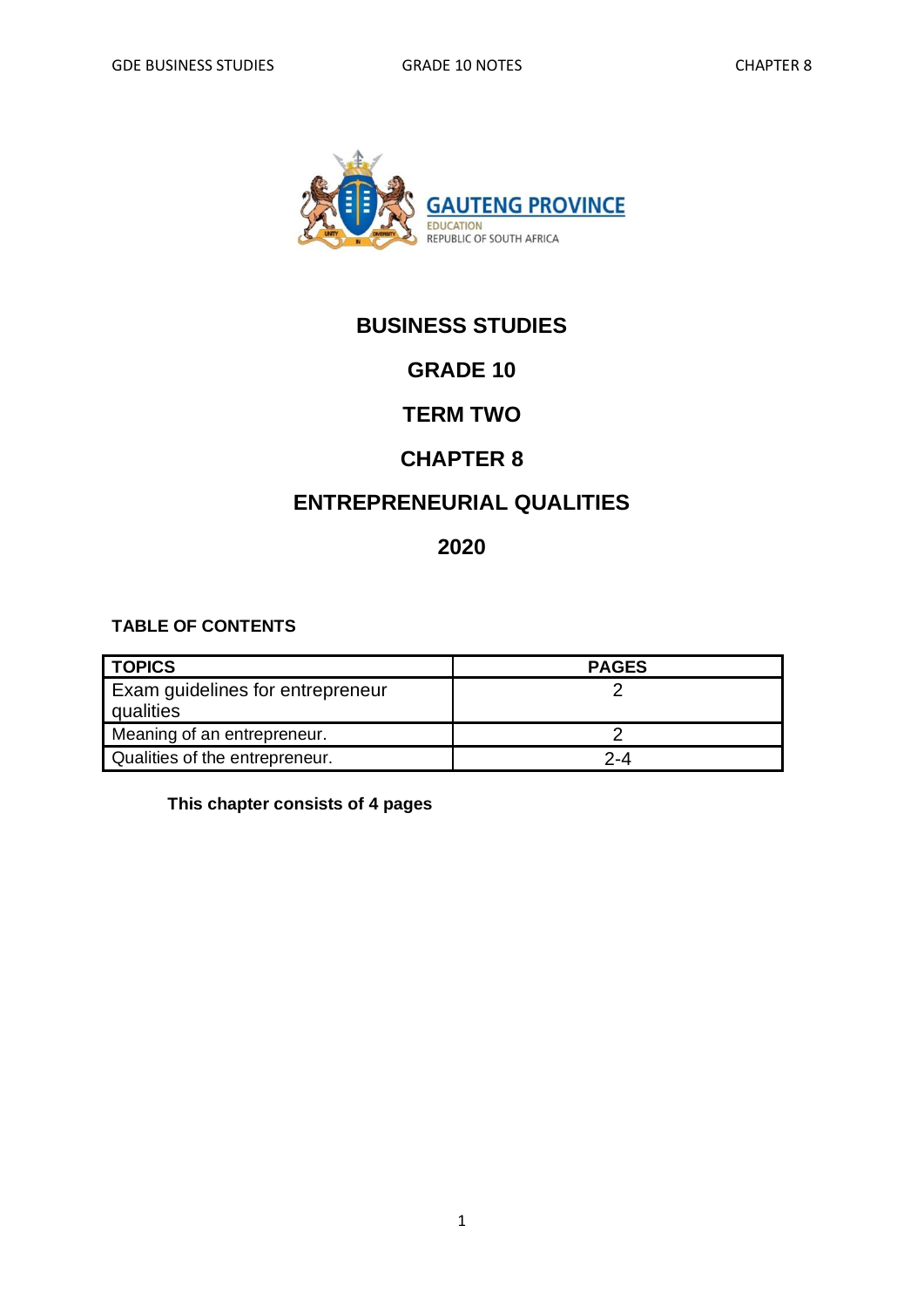GAUTENG PROVINCE
EDUCATION
REPUBLIC OF SOUTH AFRICA

# BUSINESS STUDIES

## GRADE 10

## TERM TWO

## CHAPTER 8

## ENTREPRENEURIAL QUALITIES

## 2020

**TABLE OF CONTENTS**

| TOPICS | PAGES |
|---|---|
| Exam guidelines for entrepreneur qualities | 2 |
| Meaning of an entrepreneur. | 2 |
| Qualities of the entrepreneur. | 2-4 |

**This chapter consists of 4 pages**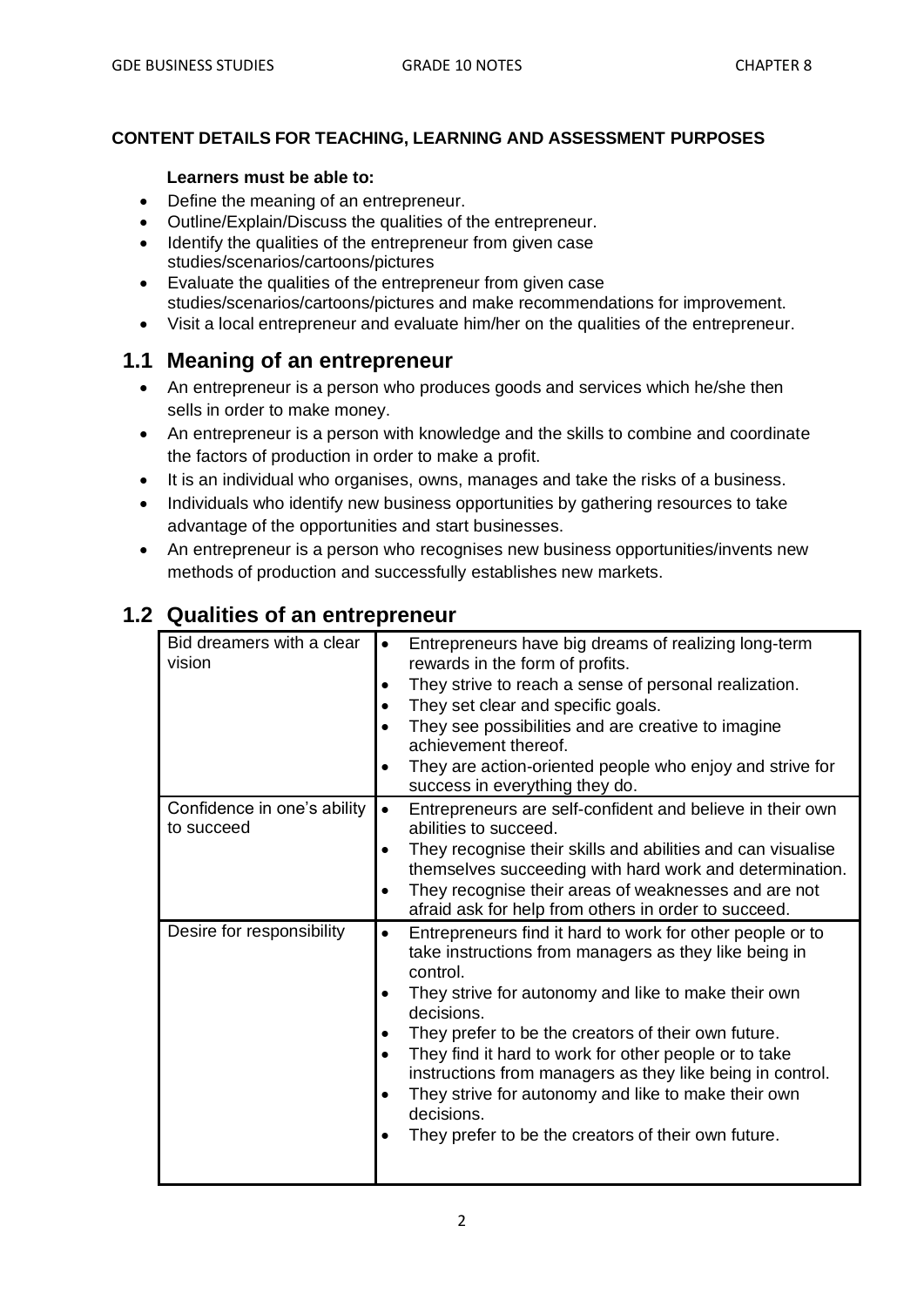**CONTENT DETAILS FOR TEACHING, LEARNING AND ASSESSMENT PURPOSES**

**Learners must be able to:**

- Define the meaning of an entrepreneur.
- Outline/Explain/Discuss the qualities of the entrepreneur.
- Identify the qualities of the entrepreneur from given case studies/scenarios/cartoons/pictures
- Evaluate the qualities of the entrepreneur from given case studies/scenarios/cartoons/pictures and make recommendations for improvement.
- Visit a local entrepreneur and evaluate him/her on the qualities of the entrepreneur.

## 1.1 Meaning of an entrepreneur

- An entrepreneur is a person who produces goods and services which he/she then sells in order to make money.
- An entrepreneur is a person with knowledge and the skills to combine and coordinate the factors of production in order to make a profit.
- It is an individual who organises, owns, manages and take the risks of a business.
- Individuals who identify new business opportunities by gathering resources to take advantage of the opportunities and start businesses.
- An entrepreneur is a person who recognises new business opportunities/invents new methods of production and successfully establishes new markets.

## 1.2 Qualities of an entrepreneur

| Quality | Description |
|---|---|
| Bid dreamers with a clear vision | • Entrepreneurs have big dreams of realizing long-term rewards in the form of profits.<br>• They strive to reach a sense of personal realization.<br>• They set clear and specific goals.<br>• They see possibilities and are creative to imagine achievement thereof.<br>• They are action-oriented people who enjoy and strive for success in everything they do. |
| Confidence in one's ability to succeed | • Entrepreneurs are self-confident and believe in their own abilities to succeed.<br>• They recognise their skills and abilities and can visualise themselves succeeding with hard work and determination.<br>• They recognise their areas of weaknesses and are not afraid ask for help from others in order to succeed. |
| Desire for responsibility | • Entrepreneurs find it hard to work for other people or to take instructions from managers as they like being in control.<br>• They strive for autonomy and like to make their own decisions.<br>• They prefer to be the creators of their own future.<br>• They find it hard to work for other people or to take instructions from managers as they like being in control.<br>• They strive for autonomy and like to make their own decisions.<br>• They prefer to be the creators of their own future. |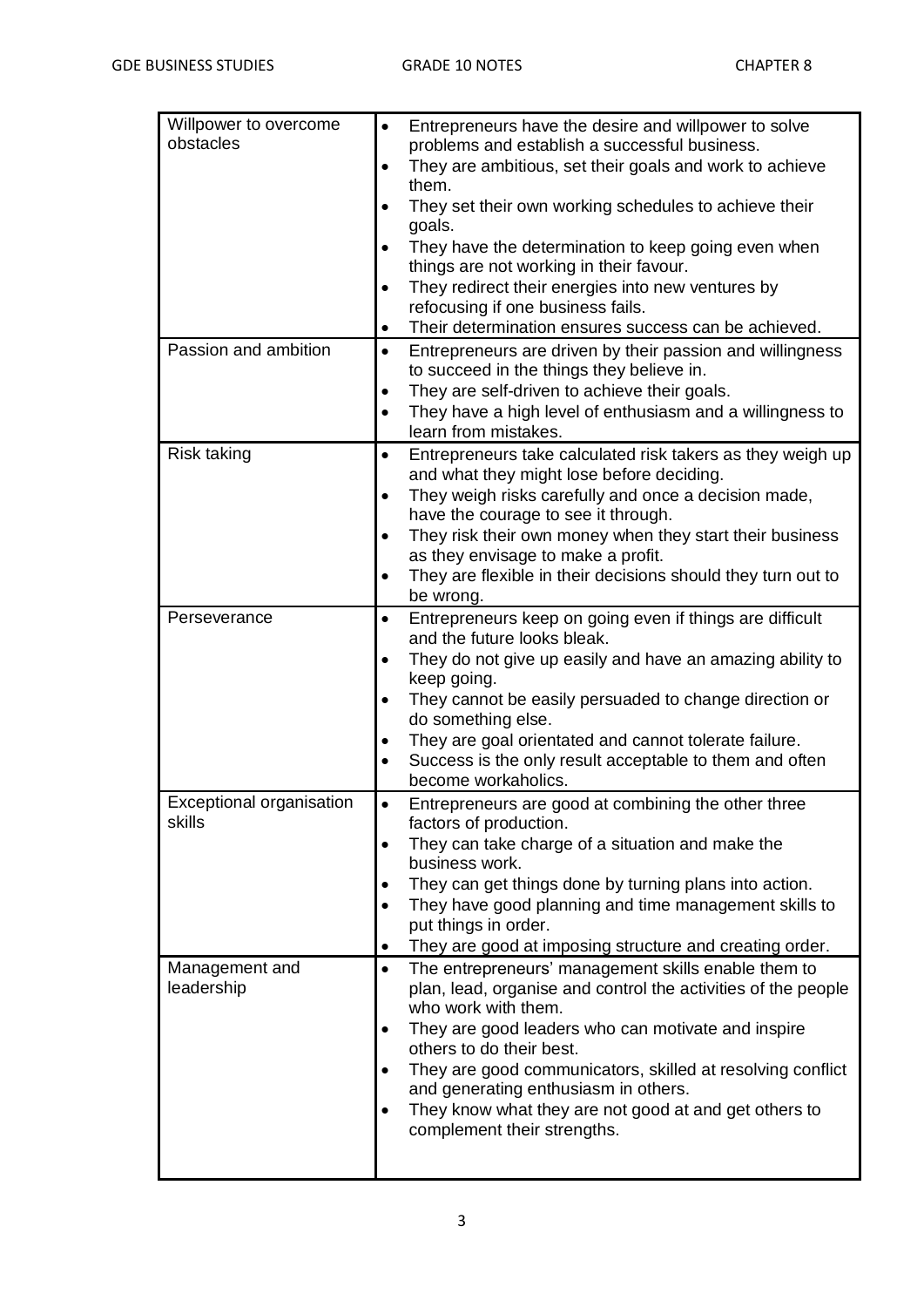| | |
|---|---|
| Willpower to overcome obstacles | • Entrepreneurs have the desire and willpower to solve problems and establish a successful business.<br>• They are ambitious, set their goals and work to achieve them.<br>• They set their own working schedules to achieve their goals.<br>• They have the determination to keep going even when things are not working in their favour.<br>• They redirect their energies into new ventures by refocusing if one business fails.<br>• Their determination ensures success can be achieved. |
| Passion and ambition | • Entrepreneurs are driven by their passion and willingness to succeed in the things they believe in.<br>• They are self-driven to achieve their goals.<br>• They have a high level of enthusiasm and a willingness to learn from mistakes. |
| Risk taking | • Entrepreneurs take calculated risk takers as they weigh up and what they might lose before deciding.<br>• They weigh risks carefully and once a decision made, have the courage to see it through.<br>• They risk their own money when they start their business as they envisage to make a profit.<br>• They are flexible in their decisions should they turn out to be wrong. |
| Perseverance | • Entrepreneurs keep on going even if things are difficult and the future looks bleak.<br>• They do not give up easily and have an amazing ability to keep going.<br>• They cannot be easily persuaded to change direction or do something else.<br>• They are goal orientated and cannot tolerate failure.<br>• Success is the only result acceptable to them and often become workaholics. |
| Exceptional organisation skills | • Entrepreneurs are good at combining the other three factors of production.<br>• They can take charge of a situation and make the business work.<br>• They can get things done by turning plans into action.<br>• They have good planning and time management skills to put things in order.<br>• They are good at imposing structure and creating order. |
| Management and leadership | • The entrepreneurs' management skills enable them to plan, lead, organise and control the activities of the people who work with them.<br>• They are good leaders who can motivate and inspire others to do their best.<br>• They are good communicators, skilled at resolving conflict and generating enthusiasm in others.<br>• They know what they are not good at and get others to complement their strengths. |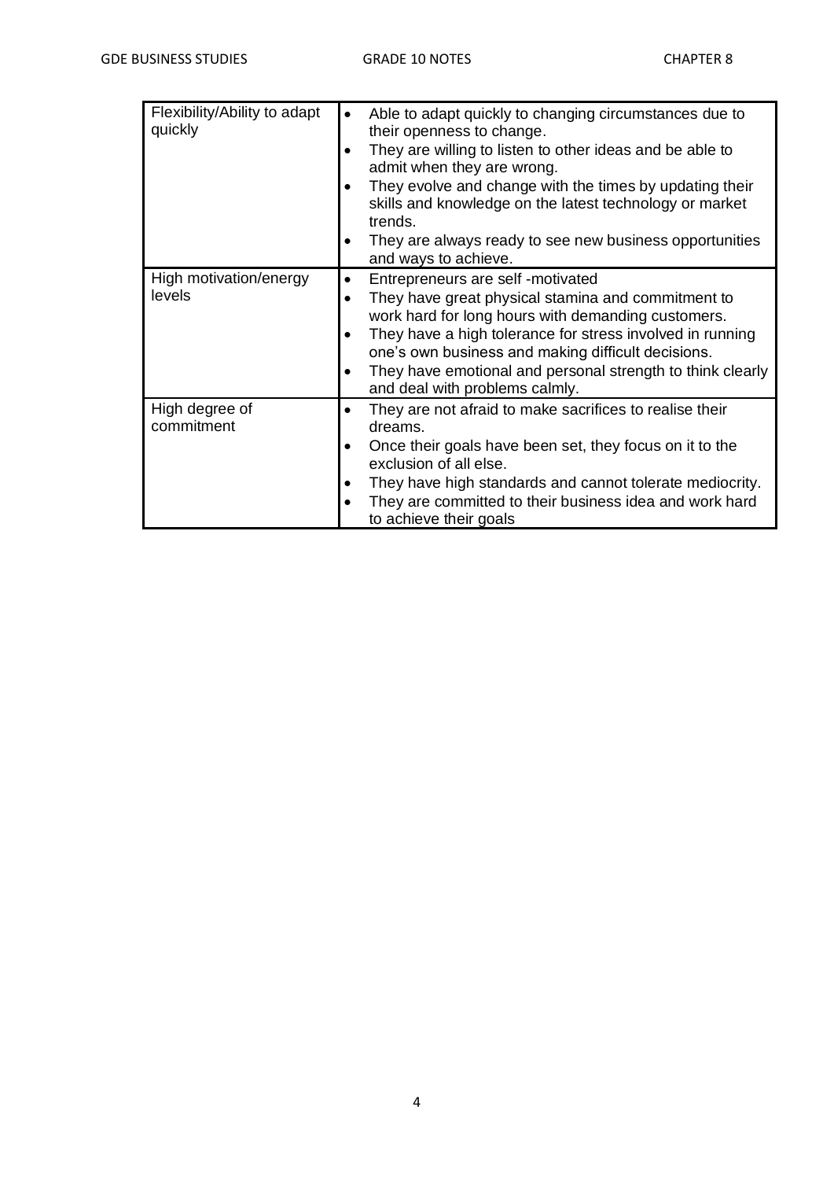| | |
|---|---|
| Flexibility/Ability to adapt quickly | • Able to adapt quickly to changing circumstances due to their openness to change.<br>• They are willing to listen to other ideas and be able to admit when they are wrong.<br>• They evolve and change with the times by updating their skills and knowledge on the latest technology or market trends.<br>• They are always ready to see new business opportunities and ways to achieve. |
| High motivation/energy levels | • Entrepreneurs are self -motivated<br>• They have great physical stamina and commitment to work hard for long hours with demanding customers.<br>• They have a high tolerance for stress involved in running one's own business and making difficult decisions.<br>• They have emotional and personal strength to think clearly and deal with problems calmly. |
| High degree of commitment | • They are not afraid to make sacrifices to realise their dreams.<br>• Once their goals have been set, they focus on it to the exclusion of all else.<br>• They have high standards and cannot tolerate mediocrity.<br>• They are committed to their business idea and work hard to achieve their goals |